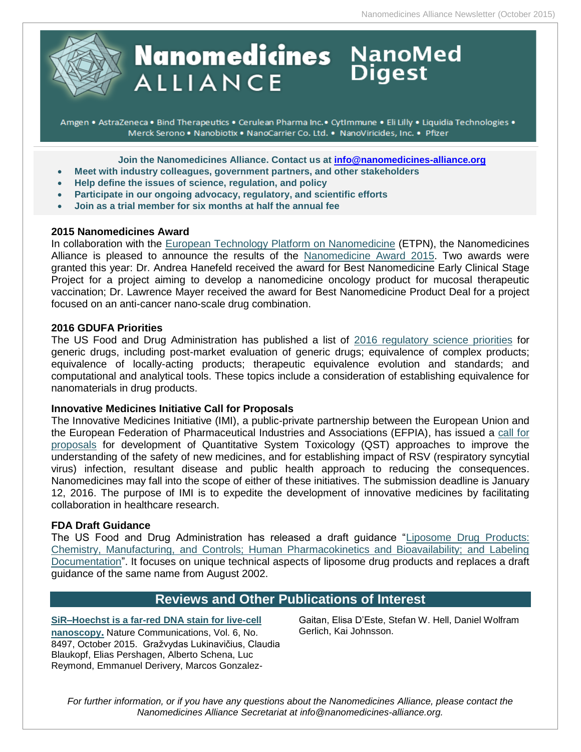# Nanomedicines ALLIANCE NanoMed Digest

Amgen • AstraZeneca • Bind Therapeutics • Cerulean Pharma Inc.• CytImmune • Eli Lilly • Liquidia Technologies • Merck Serono • Nanobiotix • NanoCarrier Co. Ltd. • NanoViricides, Inc. • Pfizer

**Join the Nanomedicines Alliance. Contact us at info@nanomedicines-alliance.org**

- **Meet with industry colleagues, government partners, and other stakeholders**
- **Help define the issues of science, regulation, and policy**
- **Participate in our ongoing advocacy, regulatory, and scientific efforts**
- **Join as a trial member for six months at half the annual fee**

### 2015 Nanomedicines Award

In collaboration with the European Technology Platform on Nanomedicine (ETPN), the Nanomedicines Alliance is pleased to announce the results of the Nanomedicine Award 2015. Two awards were granted this year: Dr. Andrea Hanefeld received the award for Best Nanomedicine Early Clinical Stage Project for a project aiming to develop a nanomedicine oncology product for mucosal therapeutic vaccination; Dr. Lawrence Mayer received the award for Best Nanomedicine Product Deal for a project focused on an anti-cancer nano-scale drug combination.

### 2016 GDUFA Priorities

The US Food and Drug Administration has published a list of 2016 regulatory science priorities for generic drugs, including post-market evaluation of generic drugs; equivalence of complex products; equivalence of locally-acting products; therapeutic equivalence evolution and standards; and computational and analytical tools. These topics include a consideration of establishing equivalence for nanomaterials in drug products.

### Innovative Medicines Initiative Call for Proposals

The Innovative Medicines Initiative (IMI), a public-private partnership between the European Union and the European Federation of Pharmaceutical Industries and Associations (EFPIA), has issued a call for proposals for development of Quantitative System Toxicology (QST) approaches to improve the understanding of the safety of new medicines, and for establishing impact of RSV (respiratory syncytial virus) infection, resultant disease and public health approach to reducing the consequences. Nanomedicines may fall into the scope of either of these initiatives. The submission deadline is January 12, 2016. The purpose of IMI is to expedite the development of innovative medicines by facilitating collaboration in healthcare research.

### FDA Draft Guidance

The US Food and Drug Administration has released a draft guidance "Liposome Drug Products: Chemistry, Manufacturing, and Controls; Human Pharmacokinetics and Bioavailability; and Labeling Documentation". It focuses on unique technical aspects of liposome drug products and replaces a draft guidance of the same name from August 2002.

## Reviews and Other Publications of Interest

**SiR–Hoechst is a far-red DNA stain for live-cell nanoscopy.** Nature Communications, Vol. 6, No. 8497, October 2015. Gražvydas Lukinavičius, Claudia Blaukopf, Elias Pershagen, Alberto Schena, Luc Reymond, Emmanuel Derivery, Marcos Gonzalez-Gaitan, Elisa D'Este, Stefan W. Hell, Daniel Wolfram Gerlich, Kai Johnsson.

*For further information, or if you have any questions about the Nanomedicines Alliance, please contact the Nanomedicines Alliance Secretariat at info@nanomedicines-alliance.org.*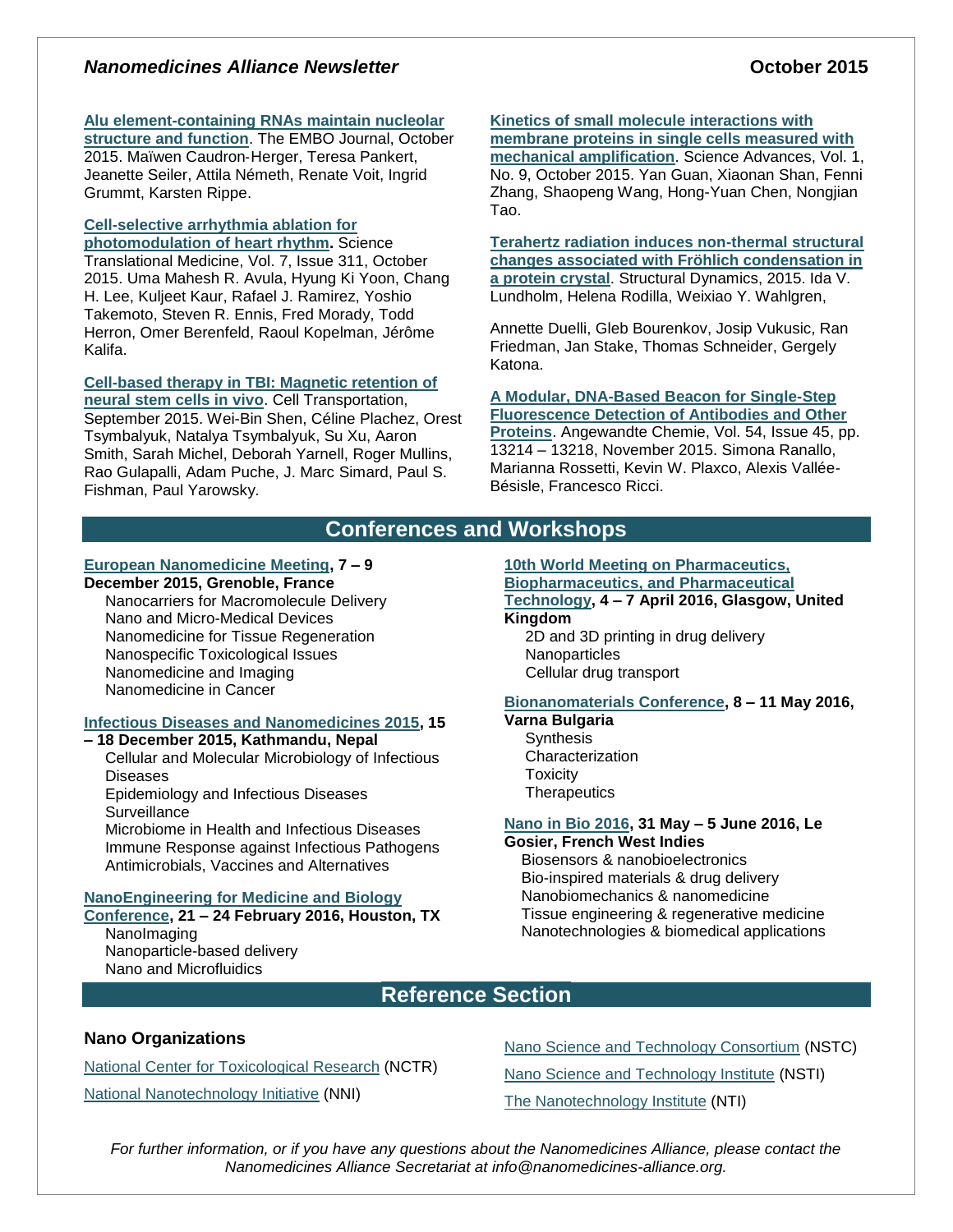**Alu element-containing RNAs maintain nucleolar structure and function**. The EMBO Journal, October 2015. Maïwen Caudron-Herger, Teresa Pankert, Jeanette Seiler, Attila Németh, Renate Voit, Ingrid Grummt, Karsten Rippe.

**Cell-selective arrhythmia ablation for photomodulation of heart rhythm.** Science Translational Medicine, Vol. 7, Issue 311, October 2015. Uma Mahesh R. Avula, Hyung Ki Yoon, Chang H. Lee, Kuljeet Kaur, Rafael J. Ramirez, Yoshio Takemoto, Steven R. Ennis, Fred Morady, Todd Herron, Omer Berenfeld, Raoul Kopelman, Jérôme Kalifa.

**Cell-based therapy in TBI: Magnetic retention of neural stem cells in vivo**. Cell Transportation, September 2015. Wei-Bin Shen, Céline Plachez, Orest Tsymbalyuk, Natalya Tsymbalyuk, Su Xu, Aaron Smith, Sarah Michel, Deborah Yarnell, Roger Mullins, Rao Gulapalli, Adam Puche, J. Marc Simard, Paul S. Fishman, Paul Yarowsky.

**Kinetics of small molecule interactions with membrane proteins in single cells measured with mechanical amplification**. Science Advances, Vol. 1, No. 9, October 2015. Yan Guan, Xiaonan Shan, Fenni Zhang, Shaopeng Wang, Hong-Yuan Chen, Nongjian Tao.

**Terahertz radiation induces non-thermal structural changes associated with Fröhlich condensation in a protein crystal**. Structural Dynamics, 2015. Ida V. Lundholm, Helena Rodilla, Weixiao Y. Wahlgren,

Annette Duelli, Gleb Bourenkov, Josip Vukusic, Ran Friedman, Jan Stake, Thomas Schneider, Gergely Katona.

**A Modular, DNA-Based Beacon for Single-Step Fluorescence Detection of Antibodies and Other Proteins**. Angewandte Chemie, Vol. 54, Issue 45, pp. 13214 – 13218, November 2015. Simona Ranallo, Marianna Rossetti, Kevin W. Plaxco, Alexis Vallée-Bésisle, Francesco Ricci.

## Conferences and Workshops

**European Nanomedicine Meeting, 7 – 9 December 2015, Grenoble, France**

- Nanocarriers for Macromolecule Delivery
- Nano and Micro-Medical Devices
- Nanomedicine for Tissue Regeneration
- Nanospecific Toxicological Issues
- Nanomedicine and Imaging
- Nanomedicine in Cancer

**Infectious Diseases and Nanomedicines 2015, 15 – 18 December 2015, Kathmandu, Nepal**

- Cellular and Molecular Microbiology of Infectious Diseases
- Epidemiology and Infectious Diseases Surveillance
- Microbiome in Health and Infectious Diseases
- Immune Response against Infectious Pathogens
- Antimicrobials, Vaccines and Alternatives

**NanoEngineering for Medicine and Biology Conference, 21 – 24 February 2016, Houston, TX**

- NanoImaging
- Nanoparticle-based delivery
- Nano and Microfluidics

**10th World Meeting on Pharmaceutics, Biopharmaceutics, and Pharmaceutical Technology, 4 – 7 April 2016, Glasgow, United Kingdom**

- 2D and 3D printing in drug delivery
- Nanoparticles
- Cellular drug transport

**Bionanomaterials Conference, 8 – 11 May 2016, Varna Bulgaria**

- Synthesis
- Characterization
- Toxicity
- Therapeutics

**Nano in Bio 2016, 31 May – 5 June 2016, Le Gosier, French West Indies**

- Biosensors & nanobioelectronics
- Bio-inspired materials & drug delivery
- Nanobiomechanics & nanomedicine
- Tissue engineering & regenerative medicine
- Nanotechnologies & biomedical applications

## Reference Section

### Nano Organizations

National Center for Toxicological Research (NCTR)

National Nanotechnology Initiative (NNI)

Nano Science and Technology Consortium (NSTC)

Nano Science and Technology Institute (NSTI)

The Nanotechnology Institute (NTI)

*For further information, or if you have any questions about the Nanomedicines Alliance, please contact the Nanomedicines Alliance Secretariat at info@nanomedicines-alliance.org.*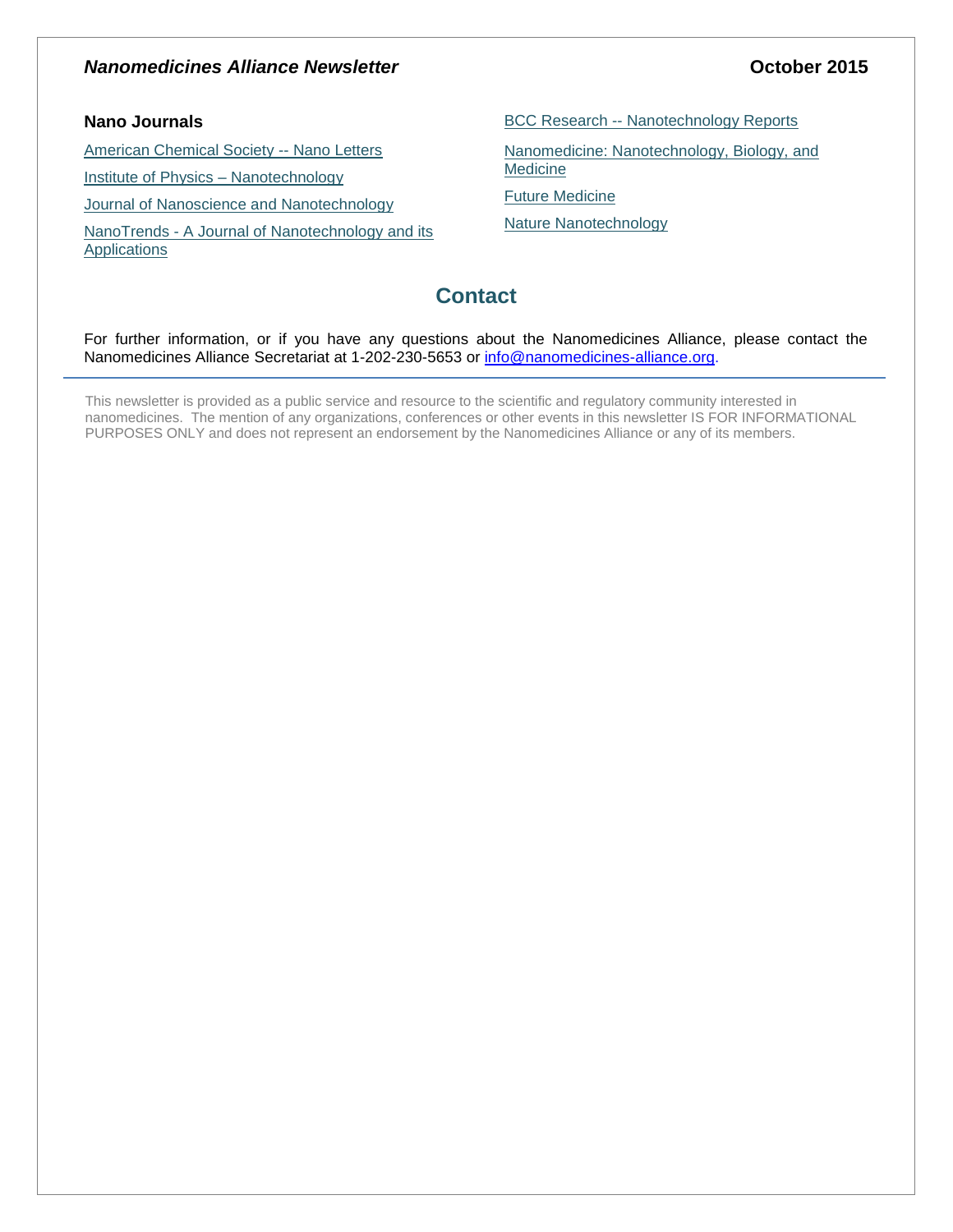### Nano Journals

American Chemical Society -- Nano Letters

Institute of Physics – Nanotechnology

Journal of Nanoscience and Nanotechnology

NanoTrends - A Journal of Nanotechnology and its Applications

BCC Research -- Nanotechnology Reports

Nanomedicine: Nanotechnology, Biology, and Medicine

Future Medicine

Nature Nanotechnology

## Contact

For further information, or if you have any questions about the Nanomedicines Alliance, please contact the Nanomedicines Alliance Secretariat at 1-202-230-5653 or info@nanomedicines-alliance.org.

---

This newsletter is provided as a public service and resource to the scientific and regulatory community interested in nanomedicines. The mention of any organizations, conferences or other events in this newsletter IS FOR INFORMATIONAL PURPOSES ONLY and does not represent an endorsement by the Nanomedicines Alliance or any of its members.